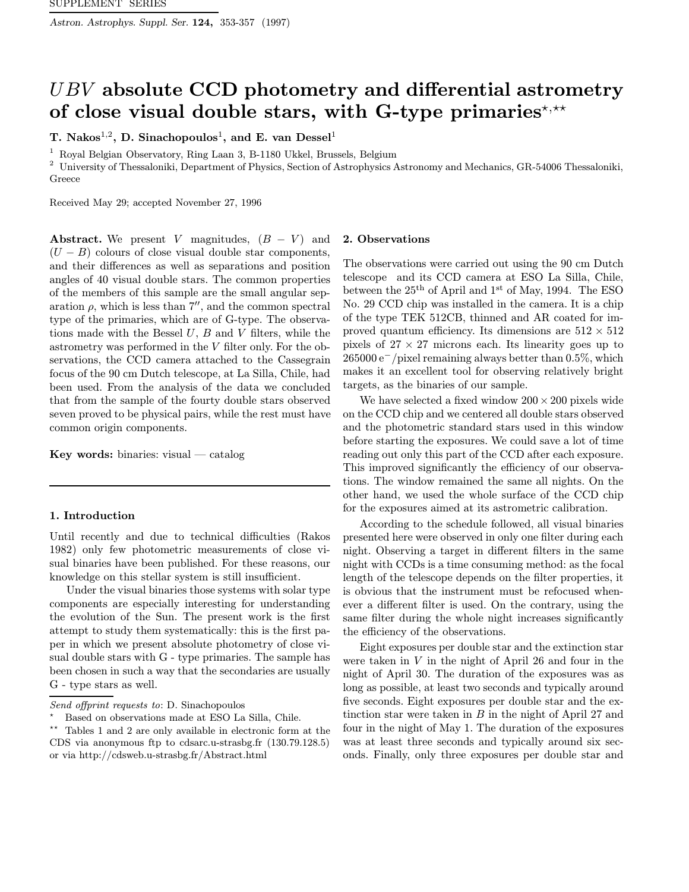# *UBV* absolute CCD photometry and differential astrometry of close visual double stars, with G-type primaries[⋆,⋆⋆]

**T. Nakos**[1,2], **D. Sinachopoulos**[1], **and E. van Dessel**[1]

[1] Royal Belgian Observatory, Ring Laan 3, B-1180 Ukkel, Brussels, Belgium

[2] University of Thessaloniki, Department of Physics, Section of Astrophysics Astronomy and Mechanics, GR-54006 Thessaloniki, Greece

Received May 29; accepted November 27, 1996

**Abstract.** We present $V$ magnitudes, $(B-V)$ and $(U-B)$ colours of close visual double star components, and their differences as well as separations and position angles of 40 visual double stars. The common properties of the members of this sample are the small angular separation $\rho$, which is less than $7''$, and the common spectral type of the primaries, which are of G-type. The observations made with the Bessel $U$, $B$ and $V$ filters, while the astrometry was performed in the $V$ filter only. For the observations, the CCD camera attached to the Cassegrain focus of the 90 cm Dutch telescope, at La Silla, Chile, had been used. From the analysis of the data we concluded that from the sample of the fourty double stars observed seven proved to be physical pairs, while the rest must have common origin components.

**Key words:** binaries: visual — catalog

## 1. Introduction

Until recently and due to technical difficulties (Rakos 1982) only few photometric measurements of close visual binaries have been published. For these reasons, our knowledge on this stellar system is still insufficient.

Under the visual binaries those systems with solar type components are especially interesting for understanding the evolution of the Sun. The present work is the first attempt to study them systematically: this is the first paper in which we present absolute photometry of close visual double stars with G - type primaries. The sample has been chosen in such a way that the secondaries are usually G - type stars as well.

*Send offprint requests to*: D. Sinachopoulos

⋆ Based on observations made at ESO La Silla, Chile.

⋆⋆ Tables 1 and 2 are only available in electronic form at the CDS via anonymous ftp to cdsarc.u-strasbg.fr (130.79.128.5) or via http://cdsweb.u-strasbg.fr/Abstract.html

## 2. Observations

The observations were carried out using the 90 cm Dutch telescope and its CCD camera at ESO La Silla, Chile, between the 25[th] of April and 1[st] of May, 1994. The ESO No. 29 CCD chip was installed in the camera. It is a chip of the type TEK 512CB, thinned and AR coated for improved quantum efficiency. Its dimensions are $512 \times 512$ pixels of $27 \times 27$ microns each. Its linearity goes up to $265000\,e^{-}$/pixel remaining always better than 0.5%, which makes it an excellent tool for observing relatively bright targets, as the binaries of our sample.

We have selected a fixed window $200 \times 200$ pixels wide on the CCD chip and we centered all double stars observed and the photometric standard stars used in this window before starting the exposures. We could save a lot of time reading out only this part of the CCD after each exposure. This improved significantly the efficiency of our observations. The window remained the same all nights. On the other hand, we used the whole surface of the CCD chip for the exposures aimed at its astrometric calibration.

According to the schedule followed, all visual binaries presented here were observed in only one filter during each night. Observing a target in different filters in the same night with CCDs is a time consuming method: as the focal length of the telescope depends on the filter properties, it is obvious that the instrument must be refocused whenever a different filter is used. On the contrary, using the same filter during the whole night increases significantly the efficiency of the observations.

Eight exposures per double star and the extinction star were taken in $V$ in the night of April 26 and four in the night of April 30. The duration of the exposures was as long as possible, at least two seconds and typically around five seconds. Eight exposures per double star and the extinction star were taken in $B$ in the night of April 27 and four in the night of May 1. The duration of the exposures was at least three seconds and typically around six seconds. Finally, only three exposures per double star and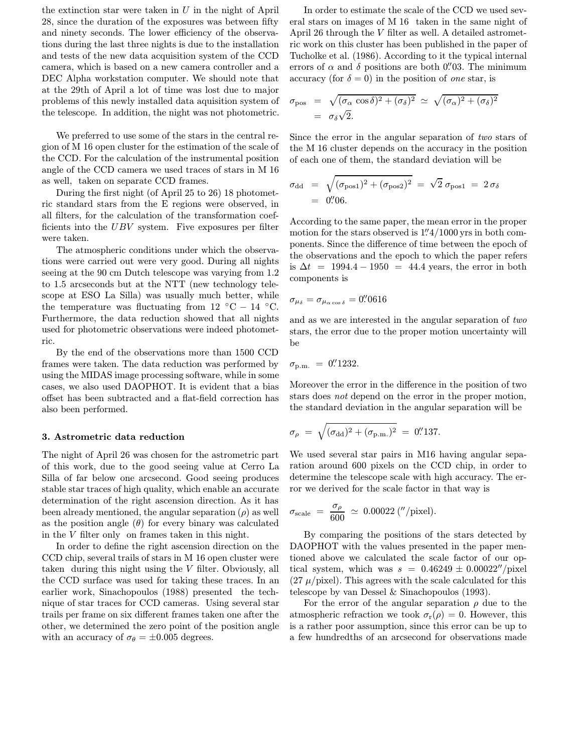the extinction star were taken in $U$ in the night of April 28, since the duration of the exposures was between fifty and ninety seconds. The lower efficiency of the observations during the last three nights is due to the installation and tests of the new data acquisition system of the CCD camera, which is based on a new camera controller and a DEC Alpha workstation computer. We should note that at the 29th of April a lot of time was lost due to major problems of this newly installed data aquisition system of the telescope. In addition, the night was not photometric.

We preferred to use some of the stars in the central region of M 16 open cluster for the estimation of the scale of the CCD. For the calculation of the instrumental position angle of the CCD camera we used traces of stars in M 16 as well, taken on separate CCD frames.

During the first night (of April 25 to 26) 18 photometric standard stars from the E regions were observed, in all filters, for the calculation of the transformation coefficients into the $UBV$ system. Five exposures per filter were taken.

The atmospheric conditions under which the observations were carried out were very good. During all nights seeing at the 90 cm Dutch telescope was varying from 1.2 to 1.5 arcseconds but at the NTT (new technology telescope at ESO La Silla) was usually much better, while the temperature was fluctuating from 12 °C – 14 °C. Furthermore, the data reduction showed that all nights used for photometric observations were indeed photometric.

By the end of the observations more than 1500 CCD frames were taken. The data reduction was performed by using the MIDAS image processing software, while in some cases, we also used DAOPHOT. It is evident that a bias offset has been subtracted and a flat-field correction has also been performed.

## 3. Astrometric data reduction

The night of April 26 was chosen for the astrometric part of this work, due to the good seeing value at Cerro La Silla of far below one arcsecond. Good seeing produces stable star traces of high quality, which enable an accurate determination of the right ascension direction. As it has been already mentioned, the angular separation ($\rho$) as well as the position angle ($\theta$) for every binary was calculated in the $V$ filter only on frames taken in this night.

In order to define the right ascension direction on the CCD chip, several trails of stars in M 16 open cluster were taken during this night using the $V$ filter. Obviously, all the CCD surface was used for taking these traces. In an earlier work, Sinachopoulos (1988) presented the technique of star traces for CCD cameras. Using several star trails per frame on six different frames taken one after the other, we determined the zero point of the position angle with an accuracy of $\sigma_\theta = \pm 0.005$ degrees.

In order to estimate the scale of the CCD we used several stars on images of M 16 taken in the same night of April 26 through the $V$ filter as well. A detailed astrometric work on this cluster has been published in the paper of Tucholke et al. (1986). According to it the typical internal errors of $\alpha$ and $\delta$ positions are both $0\farcs03$. The minimum accuracy (for $\delta = 0$) in the position of *one* star, is

$$\sigma_{\rm pos} = \sqrt{(\sigma_\alpha \cos\delta)^2 + (\sigma_\delta)^2} \simeq \sqrt{(\sigma_\alpha)^2 + (\sigma_\delta)^2} = \sigma_\delta\sqrt{2}.$$

Since the error in the angular separation of *two* stars of the M 16 cluster depends on the accuracy in the position of each one of them, the standard deviation will be

$$\sigma_{\rm dd} = \sqrt{(\sigma_{\rm pos1})^2 + (\sigma_{\rm pos2})^2} = \sqrt{2}\,\sigma_{\rm pos1} = 2\,\sigma_\delta = 0\farcs06.$$

According to the same paper, the mean error in the proper motion for the stars observed is $1\farcs4/1000$ yrs in both components. Since the difference of time between the epoch of the observations and the epoch to which the paper refers is $\Delta t = 1994.4 - 1950 = 44.4$ years, the error in both components is

$$\sigma_{\mu_\delta} = \sigma_{\mu_{\alpha\cos\delta}} = 0\farcs0616$$

and as we are interested in the angular separation of *two* stars, the error due to the proper motion uncertainty will be

$$\sigma_{\rm p.m.} = 0\farcs1232.$$

Moreover the error in the difference in the position of two stars does *not* depend on the error in the proper motion, the standard deviation in the angular separation will be

$$\sigma_\rho = \sqrt{(\sigma_{\rm dd})^2 + (\sigma_{\rm p.m.})^2} = 0\farcs137.$$

We used several star pairs in M16 having angular separation around 600 pixels on the CCD chip, in order to determine the telescope scale with high accuracy. The error we derived for the scale factor in that way is

$$\sigma_{\rm scale} = \frac{\sigma_\rho}{600} \simeq 0.00022\ (''/\text{pixel}).$$

By comparing the positions of the stars detected by DAOPHOT with the values presented in the paper mentioned above we calculated the scale factor of our optical system, which was $s = 0.46249 \pm 0.00022''$/pixel (27 $\mu$/pixel). This agrees with the scale calculated for this telescope by van Dessel & Sinachopoulos (1993).

For the error of the angular separation $\rho$ due to the atmospheric refraction we took $\sigma_{\rm r}(\rho) = 0$. However, this is a rather poor assumption, since this error can be up to a few hundredths of an arcsecond for observations made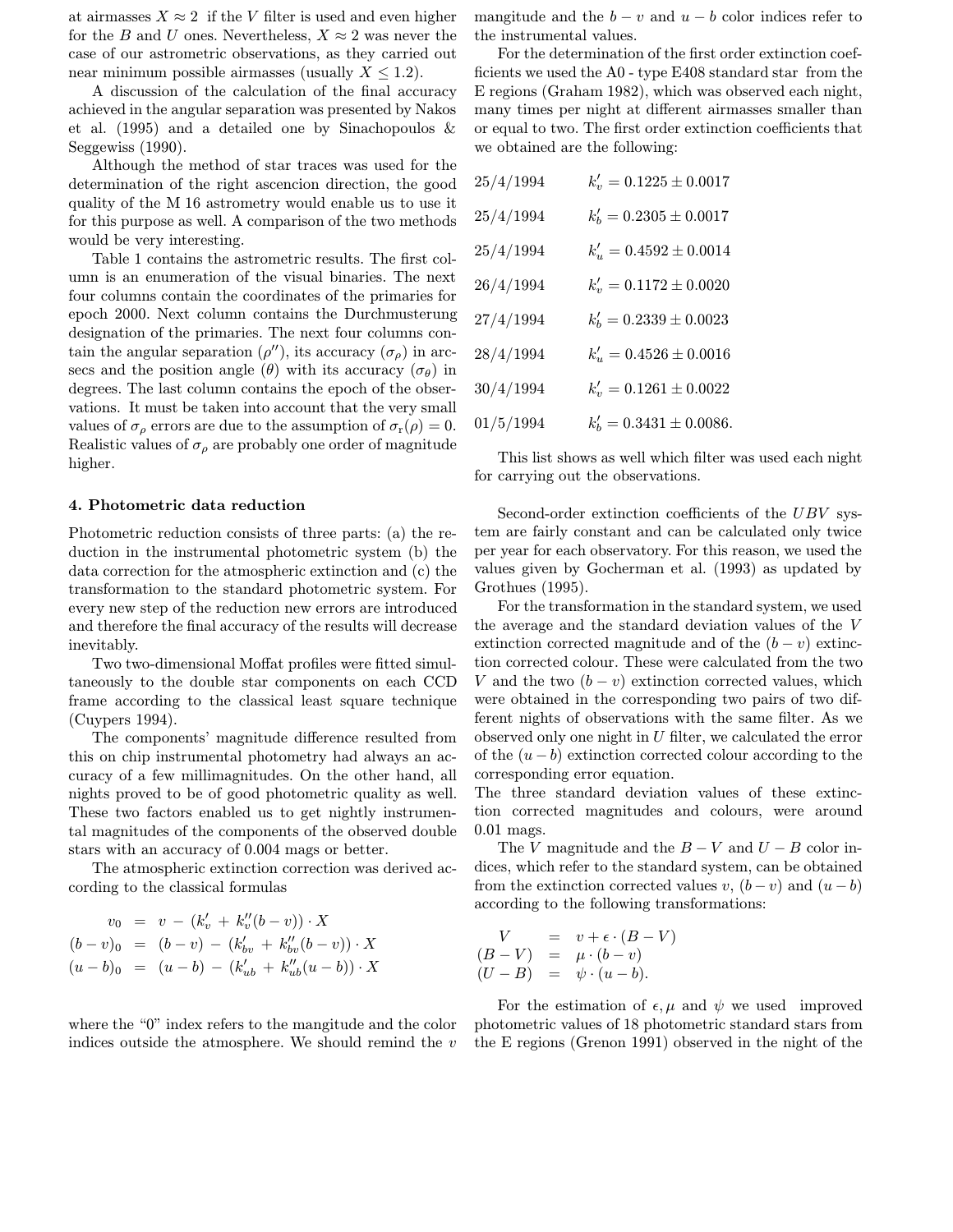at airmasses $X \approx 2$ if the $V$ filter is used and even higher for the $B$ and $U$ ones. Nevertheless, $X \approx 2$ was never the case of our astrometric observations, as they carried out near minimum possible airmasses (usually $X \leq 1.2$).

A discussion of the calculation of the final accuracy achieved in the angular separation was presented by Nakos et al. (1995) and a detailed one by Sinachopoulos & Seggewiss (1990).

Although the method of star traces was used for the determination of the right ascencion direction, the good quality of the M 16 astrometry would enable us to use it for this purpose as well. A comparison of the two methods would be very interesting.

Table 1 contains the astrometric results. The first column is an enumeration of the visual binaries. The next four columns contain the coordinates of the primaries for epoch 2000. Next column contains the Durchmusterung designation of the primaries. The next four columns contain the angular separation ($\rho''$), its accuracy ($\sigma_\rho$) in arcsecs and the position angle ($\theta$) with its accuracy ($\sigma_\theta$) in degrees. The last column contains the epoch of the observations. It must be taken into account that the very small values of $\sigma_\rho$ errors are due to the assumption of $\sigma_r(\rho) = 0$. Realistic values of $\sigma_\rho$ are probably one order of magnitude higher.

## 4. Photometric data reduction

Photometric reduction consists of three parts: (a) the reduction in the instrumental photometric system (b) the data correction for the atmospheric extinction and (c) the transformation to the standard photometric system. For every new step of the reduction new errors are introduced and therefore the final accuracy of the results will decrease inevitably.

Two two-dimensional Moffat profiles were fitted simultaneously to the double star components on each CCD frame according to the classical least square technique (Cuypers 1994).

The components' magnitude difference resulted from this on chip instrumental photometry had always an accuracy of a few millimagnitudes. On the other hand, all nights proved to be of good photometric quality as well. These two factors enabled us to get nightly instrumental magnitudes of the components of the observed double stars with an accuracy of 0.004 mags or better.

The atmospheric extinction correction was derived according to the classical formulas

$$
\begin{aligned}
v_0 &= v - (k'_v + k''_v(b-v)) \cdot X \\
(b-v)_0 &= (b-v) - (k'_{bv} + k''_{bv}(b-v)) \cdot X \\
(u-b)_0 &= (u-b) - (k'_{ub} + k''_{ub}(u-b)) \cdot X
\end{aligned}
$$

where the "0" index refers to the mangitude and the color indices outside the atmosphere. We should remind the $v$ mangitude and the $b-v$ and $u-b$ color indices refer to the instrumental values.

For the determination of the first order extinction coefficients we used the A0 - type E408 standard star from the E regions (Graham 1982), which was observed each night, many times per night at different airmasses smaller than or equal to two. The first order extinction coefficients that we obtained are the following:

| | |
|---|---|
| 25/4/1994 | $k'_v = 0.1225 \pm 0.0017$ |
| 25/4/1994 | $k'_b = 0.2305 \pm 0.0017$ |
| 25/4/1994 | $k'_u = 0.4592 \pm 0.0014$ |
| 26/4/1994 | $k'_v = 0.1172 \pm 0.0020$ |
| 27/4/1994 | $k'_b = 0.2339 \pm 0.0023$ |
| 28/4/1994 | $k'_u = 0.4526 \pm 0.0016$ |
| 30/4/1994 | $k'_v = 0.1261 \pm 0.0022$ |
| 01/5/1994 | $k'_b = 0.3431 \pm 0.0086.$ |

This list shows as well which filter was used each night for carrying out the observations.

Second-order extinction coefficients of the $UBV$ system are fairly constant and can be calculated only twice per year for each observatory. For this reason, we used the values given by Gocherman et al. (1993) as updated by Grothues (1995).

For the transformation in the standard system, we used the average and the standard deviation values of the $V$ extinction corrected magnitude and of the $(b-v)$ extinction corrected colour. These were calculated from the two $V$ and the two $(b-v)$ extinction corrected values, which were obtained in the corresponding two pairs of two different nights of observations with the same filter. As we observed only one night in $U$ filter, we calculated the error of the $(u-b)$ extinction corrected colour according to the corresponding error equation.

The three standard deviation values of these extinction corrected magnitudes and colours, were around 0.01 mags.

The $V$ magnitude and the $B-V$ and $U-B$ color indices, which refer to the standard system, can be obtained from the extinction corrected values $v$, $(b-v)$ and $(u-b)$ according to the following transformations:

$$
\begin{aligned}
V &= v + \epsilon \cdot (B-V) \\
(B-V) &= \mu \cdot (b-v) \\
(U-B) &= \psi \cdot (u-b).
\end{aligned}
$$

For the estimation of $\epsilon, \mu$ and $\psi$ we used improved photometric values of 18 photometric standard stars from the E regions (Grenon 1991) observed in the night of the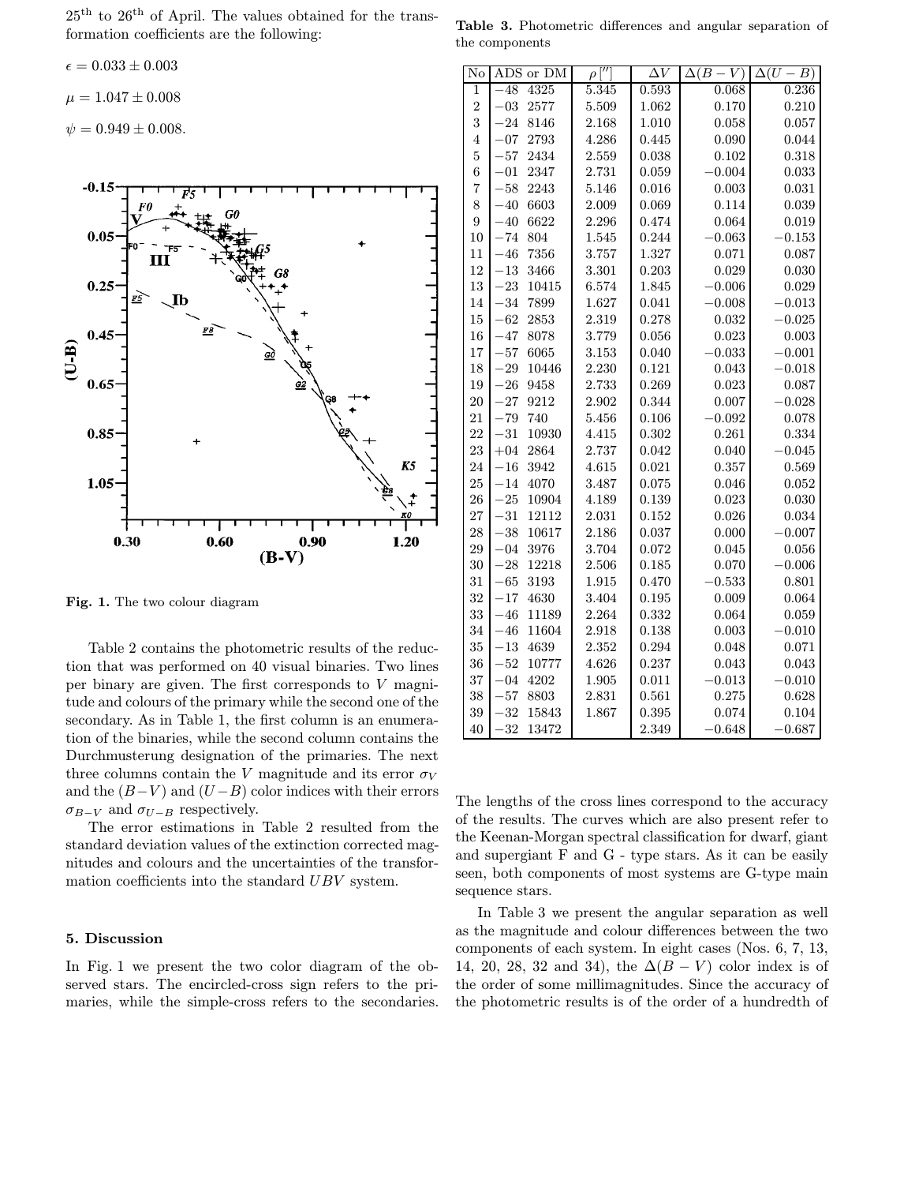25[th] to 26[th] of April. The values obtained for the transformation coefficients are the following:

$\epsilon = 0.033 \pm 0.003$

$\mu = 1.047 \pm 0.008$

$\psi = 0.949 \pm 0.008.$

**Fig. 1.** The two colour diagram

Table 2 contains the photometric results of the reduction that was performed on 40 visual binaries. Two lines per binary are given. The first corresponds to $V$ magnitude and colours of the primary while the second one of the secondary. As in Table 1, the first column is an enumeration of the binaries, while the second column contains the Durchmusterung designation of the primaries. The next three columns contain the $V$ magnitude and its error $\sigma_V$ and the $(B-V)$ and $(U-B)$ color indices with their errors $\sigma_{B-V}$ and $\sigma_{U-B}$ respectively.

The error estimations in Table 2 resulted from the standard deviation values of the extinction corrected magnitudes and colours and the uncertainties of the transformation coefficients into the standard $UBV$ system.

## 5. Discussion

In Fig. 1 we present the two color diagram of the observed stars. The encircled-cross sign refers to the primaries, while the simple-cross refers to the secondaries. The lengths of the cross lines correspond to the accuracy of the results. The curves which are also present refer to the Keenan-Morgan spectral classification for dwarf, giant and supergiant F and G - type stars. As it can be easily seen, both components of most systems are G-type main sequence stars.

**Table 3.** Photometric differences and angular separation of the components

| No | ADS or DM | $\rho$ [″] | $\Delta V$ | $\Delta(B-V)$ | $\Delta(U-B)$ |
|---|---|---|---|---|---|
| 1 | −48 4325 | 5.345 | 0.593 | 0.068 | 0.236 |
| 2 | −03 2577 | 5.509 | 1.062 | 0.170 | 0.210 |
| 3 | −24 8146 | 2.168 | 1.010 | 0.058 | 0.057 |
| 4 | −07 2793 | 4.286 | 0.445 | 0.090 | 0.044 |
| 5 | −57 2434 | 2.559 | 0.038 | 0.102 | 0.318 |
| 6 | −01 2347 | 2.731 | 0.059 | −0.004 | 0.033 |
| 7 | −58 2243 | 5.146 | 0.016 | 0.003 | 0.031 |
| 8 | −40 6603 | 2.009 | 0.069 | 0.114 | 0.039 |
| 9 | −40 6622 | 2.296 | 0.474 | 0.064 | 0.019 |
| 10 | −74 804 | 1.545 | 0.244 | −0.063 | −0.153 |
| 11 | −46 7356 | 3.757 | 1.327 | 0.071 | 0.087 |
| 12 | −13 3466 | 3.301 | 0.203 | 0.029 | 0.030 |
| 13 | −23 10415 | 6.574 | 1.845 | −0.006 | 0.029 |
| 14 | −34 7899 | 1.627 | 0.041 | −0.008 | −0.013 |
| 15 | −62 2853 | 2.319 | 0.278 | 0.032 | −0.025 |
| 16 | −47 8078 | 3.779 | 0.056 | 0.023 | 0.003 |
| 17 | −57 6065 | 3.153 | 0.040 | −0.033 | −0.001 |
| 18 | −29 10446 | 2.230 | 0.121 | 0.043 | −0.018 |
| 19 | −26 9458 | 2.733 | 0.269 | 0.023 | 0.087 |
| 20 | −27 9212 | 2.902 | 0.344 | 0.007 | −0.028 |
| 21 | −79 740 | 5.456 | 0.106 | −0.092 | 0.078 |
| 22 | −31 10930 | 4.415 | 0.302 | 0.261 | 0.334 |
| 23 | +04 2864 | 2.737 | 0.042 | 0.040 | −0.045 |
| 24 | −16 3942 | 4.615 | 0.021 | 0.357 | 0.569 |
| 25 | −14 4070 | 3.487 | 0.075 | 0.046 | 0.052 |
| 26 | −25 10904 | 4.189 | 0.139 | 0.023 | 0.030 |
| 27 | −31 12112 | 2.031 | 0.152 | 0.026 | 0.034 |
| 28 | −38 10617 | 2.186 | 0.037 | 0.000 | −0.007 |
| 29 | −04 3976 | 3.704 | 0.072 | 0.045 | 0.056 |
| 30 | −28 12218 | 2.506 | 0.185 | 0.070 | −0.006 |
| 31 | −65 3193 | 1.915 | 0.470 | −0.533 | 0.801 |
| 32 | −17 4630 | 3.404 | 0.195 | 0.009 | 0.064 |
| 33 | −46 11189 | 2.264 | 0.332 | 0.064 | 0.059 |
| 34 | −46 11604 | 2.918 | 0.138 | 0.003 | −0.010 |
| 35 | −13 4639 | 2.352 | 0.294 | 0.048 | 0.071 |
| 36 | −52 10777 | 4.626 | 0.237 | 0.043 | 0.043 |
| 37 | −04 4202 | 1.905 | 0.011 | −0.013 | −0.010 |
| 38 | −57 8803 | 2.831 | 0.561 | 0.275 | 0.628 |
| 39 | −32 15843 | 1.867 | 0.395 | 0.074 | 0.104 |
| 40 | −32 13472 | | 2.349 | −0.648 | −0.687 |

In Table 3 we present the angular separation as well as the magnitude and colour differences between the two components of each system. In eight cases (Nos. 6, 7, 13, 14, 20, 28, 32 and 34), the $\Delta(B-V)$ color index is of the order of some millimagnitudes. Since the accuracy of the photometric results is of the order of a hundredth of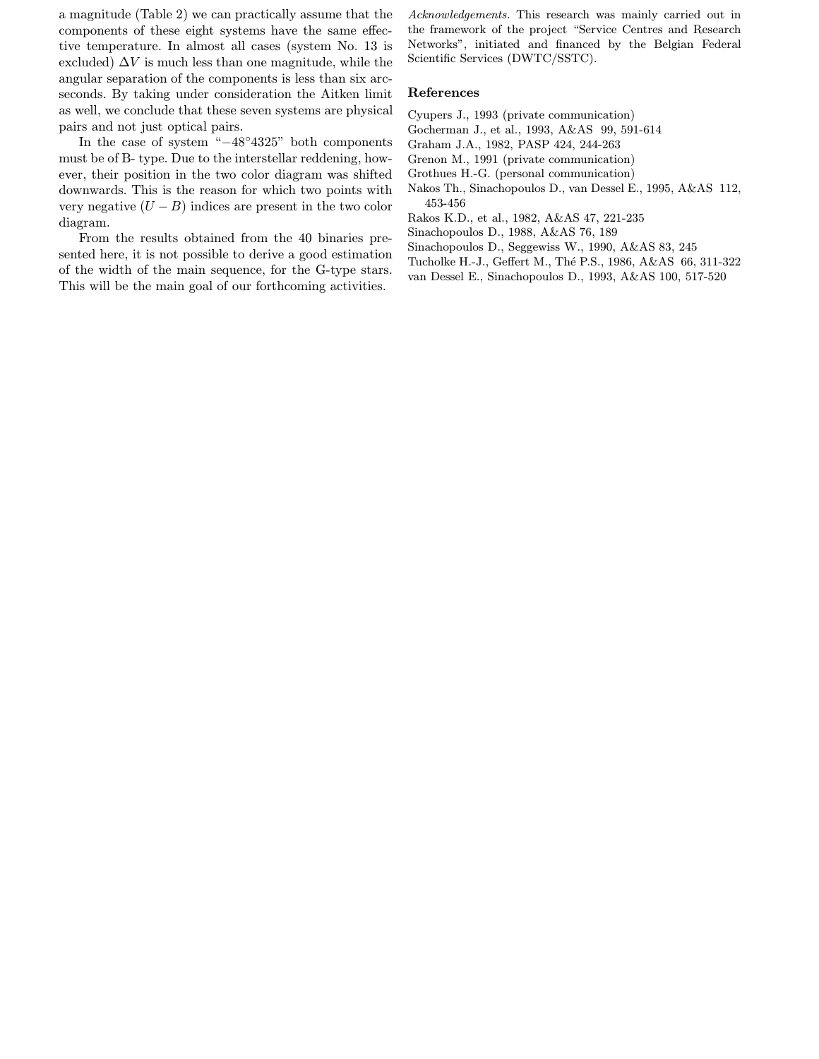a magnitude (Table 2) we can practically assume that the components of these eight systems have the same effective temperature. In almost all cases (system No. 13 is excluded) $\Delta V$ is much less than one magnitude, while the angular separation of the components is less than six arcseconds. By taking under consideration the Aitken limit as well, we conclude that these seven systems are physical pairs and not just optical pairs.

In the case of system "$-48°4325$" both components must be of B- type. Due to the interstellar reddening, however, their position in the two color diagram was shifted downwards. This is the reason for which two points with very negative $(U-B)$ indices are present in the two color diagram.

From the results obtained from the 40 binaries presented here, it is not possible to derive a good estimation of the width of the main sequence, for the G-type stars. This will be the main goal of our forthcoming activities.

*Acknowledgements.* This research was mainly carried out in the framework of the project "Service Centres and Research Networks", initiated and financed by the Belgian Federal Scientific Services (DWTC/SSTC).

## References

Cyupers J., 1993 (private communication)
Gocherman J., et al., 1993, A&AS 99, 591-614
Graham J.A., 1982, PASP 424, 244-263
Grenon M., 1991 (private communication)
Grothues H.-G. (personal communication)
Nakos Th., Sinachopoulos D., van Dessel E., 1995, A&AS 112, 453-456
Rakos K.D., et al., 1982, A&AS 47, 221-235
Sinachopoulos D., 1988, A&AS 76, 189
Sinachopoulos D., Seggewiss W., 1990, A&AS 83, 245
Tucholke H.-J., Geffert M., Thé P.S., 1986, A&AS 66, 311-322
van Dessel E., Sinachopoulos D., 1993, A&AS 100, 517-520